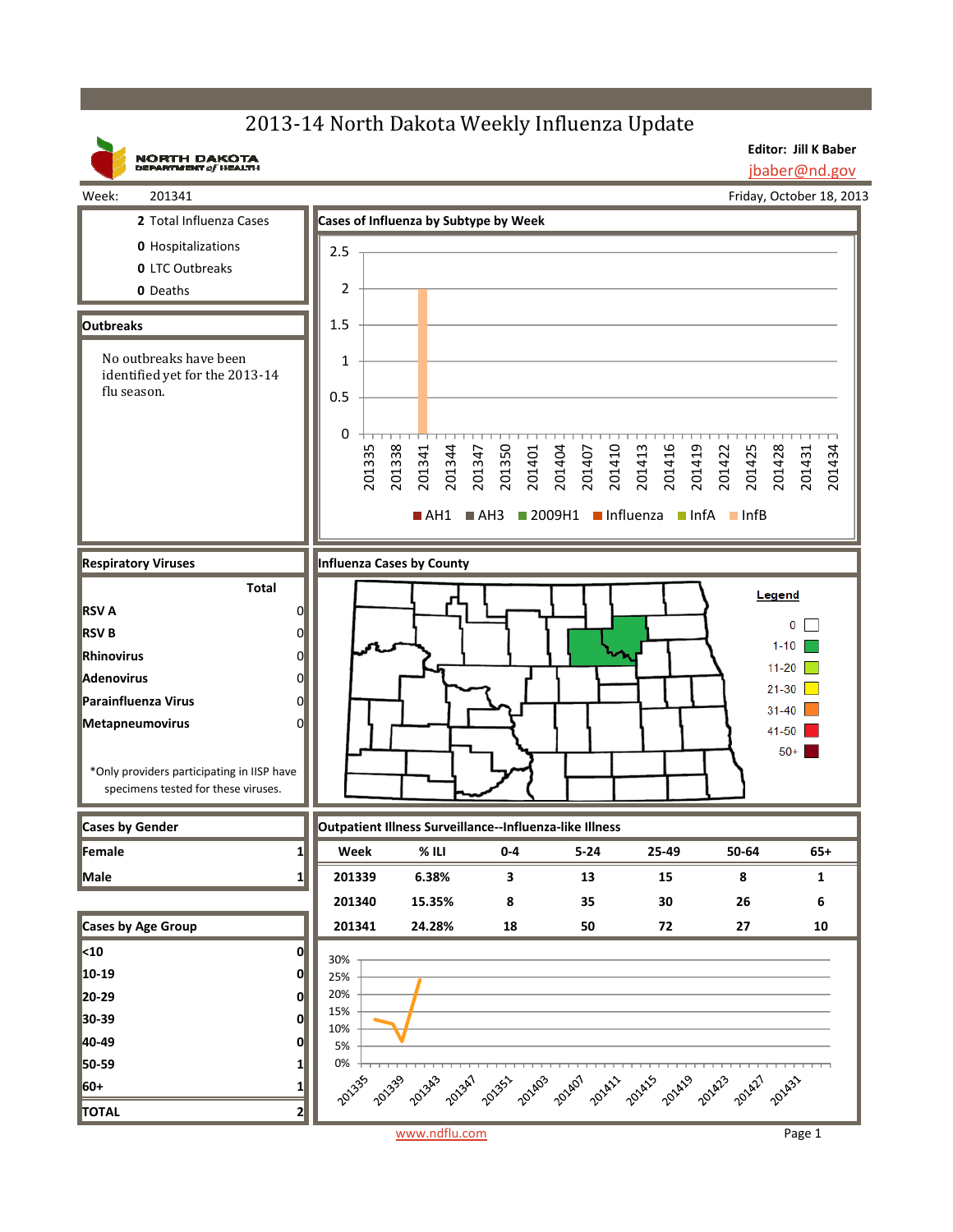# 2013-14 North Dakota Weekly Influenza Update

NORTH DAKOTA DEPARTMENT of HEALTH

**Editor: Jill K Baber**
jbaber@nd.gov

Week: 201341 — Friday, October 18, 2013

| | |
|---|---|
| **2** | Total Influenza Cases |
| **0** | Hospitalizations |
| **0** | LTC Outbreaks |
| **0** | Deaths |

## Outbreaks

No outbreaks have been identified yet for the 2013-14 flu season.

## Cases of Influenza by Subtype by Week

Legend: AH1, AH3, 2009H1, Influenza, InfA, InfB

## Respiratory Viruses

| | Total |
|---|---|
| **RSV A** | 0 |
| **RSV B** | 0 |
| **Rhinovirus** | 0 |
| **Adenovirus** | 0 |
| **Parainfluenza Virus** | 0 |
| **Metapneumovirus** | 0 |

*Only providers participating in IISP have specimens tested for these viruses.

## Influenza Cases by County

Legend: 0; 1-10; 11-20; 21-30; 31-40; 41-50; 50+

## Cases by Gender

| | |
|---|---|
| **Female** | 1 |
| **Male** | 1 |

## Cases by Age Group

| | |
|---|---|
| **<10** | 0 |
| **10-19** | 0 |
| **20-29** | 0 |
| **30-39** | 0 |
| **40-49** | 0 |
| **50-59** | 1 |
| **60+** | 1 |
| **TOTAL** | 2 |

## Outpatient Illness Surveillance--Influenza-like Illness

| Week | % ILI | 0-4 | 5-24 | 25-49 | 50-64 | 65+ |
|---|---|---|---|---|---|---|
| 201339 | 6.38% | 3 | 13 | 15 | 8 | 1 |
| 201340 | 15.35% | 8 | 35 | 30 | 26 | 6 |
| 201341 | 24.28% | 18 | 50 | 72 | 27 | 10 |

www.ndflu.com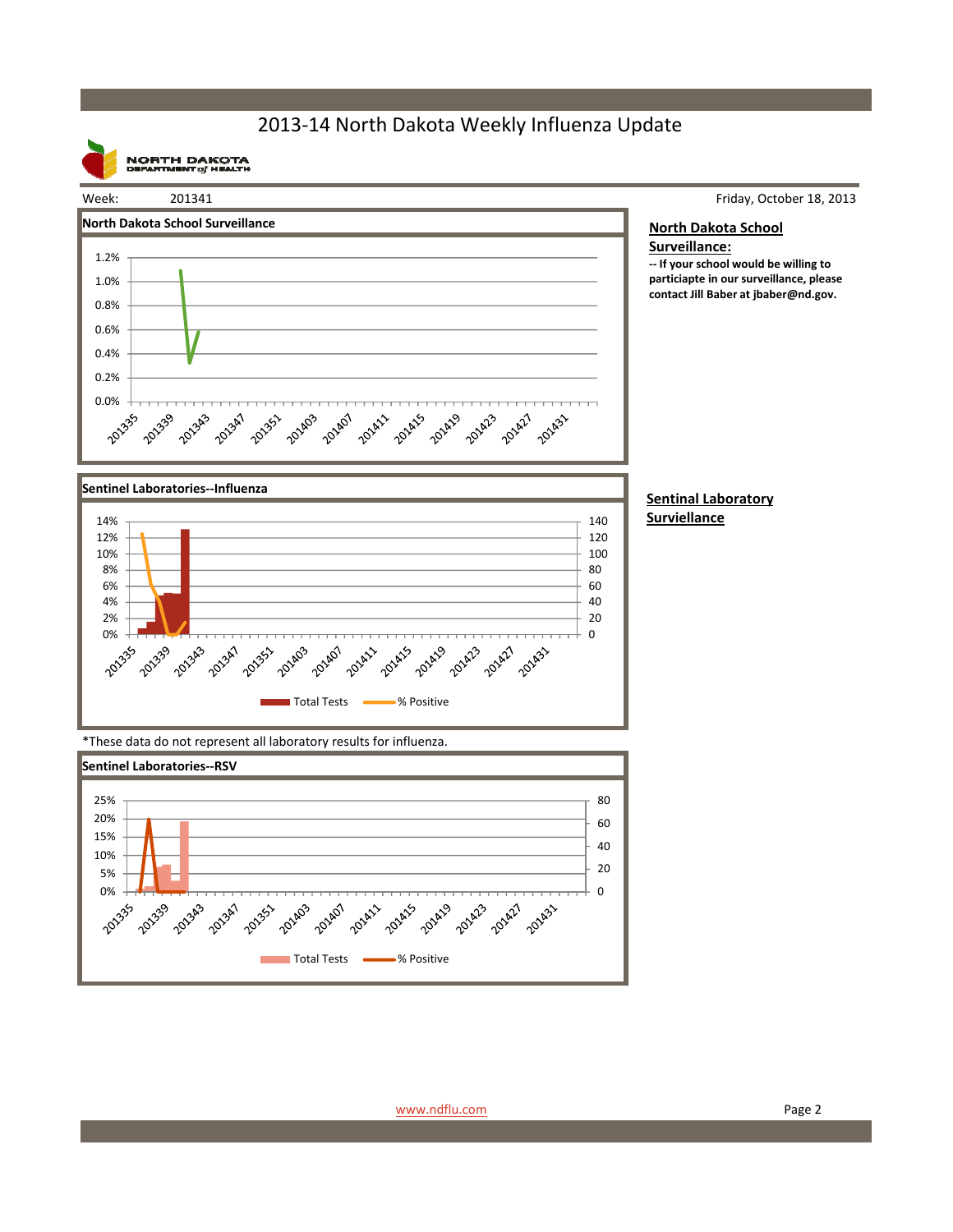# 2013-14 North Dakota Weekly Influenza Update

NORTH DAKOTA DEPARTMENT of HEALTH

Week: 201341

Friday, October 18, 2013

**North Dakota School Surveillance**

1.2%
1.0%
0.8%
0.6%
0.4%
0.2%
0.0%

201335 201339 201343 201347 201351 201403 201407 201411 201415 201419 201423 201427 201431

**Sentinel Laboratories--Influenza**

14% 140
12% 120
10% 100
8% 80
6% 60
4% 40
2% 20
0% 0

201335 201339 201343 201347 201351 201403 201407 201411 201415 201419 201423 201427 201431

Total Tests % Positive

*These data do not represent all laboratory results for influenza.

**Sentinel Laboratories--RSV**

25% 80
20% 60
15% 40
10% 20
5%
0% 0

201335 201339 201343 201347 201351 201403 201407 201411 201415 201419 201423 201427 201431

Total Tests % Positive

## North Dakota School Surveillance:

**-- If your school would be willing to particiapte in our surveillance, please contact Jill Baber at jbaber@nd.gov.**

## Sentinal Laboratory Surviellance

www.ndflu.com